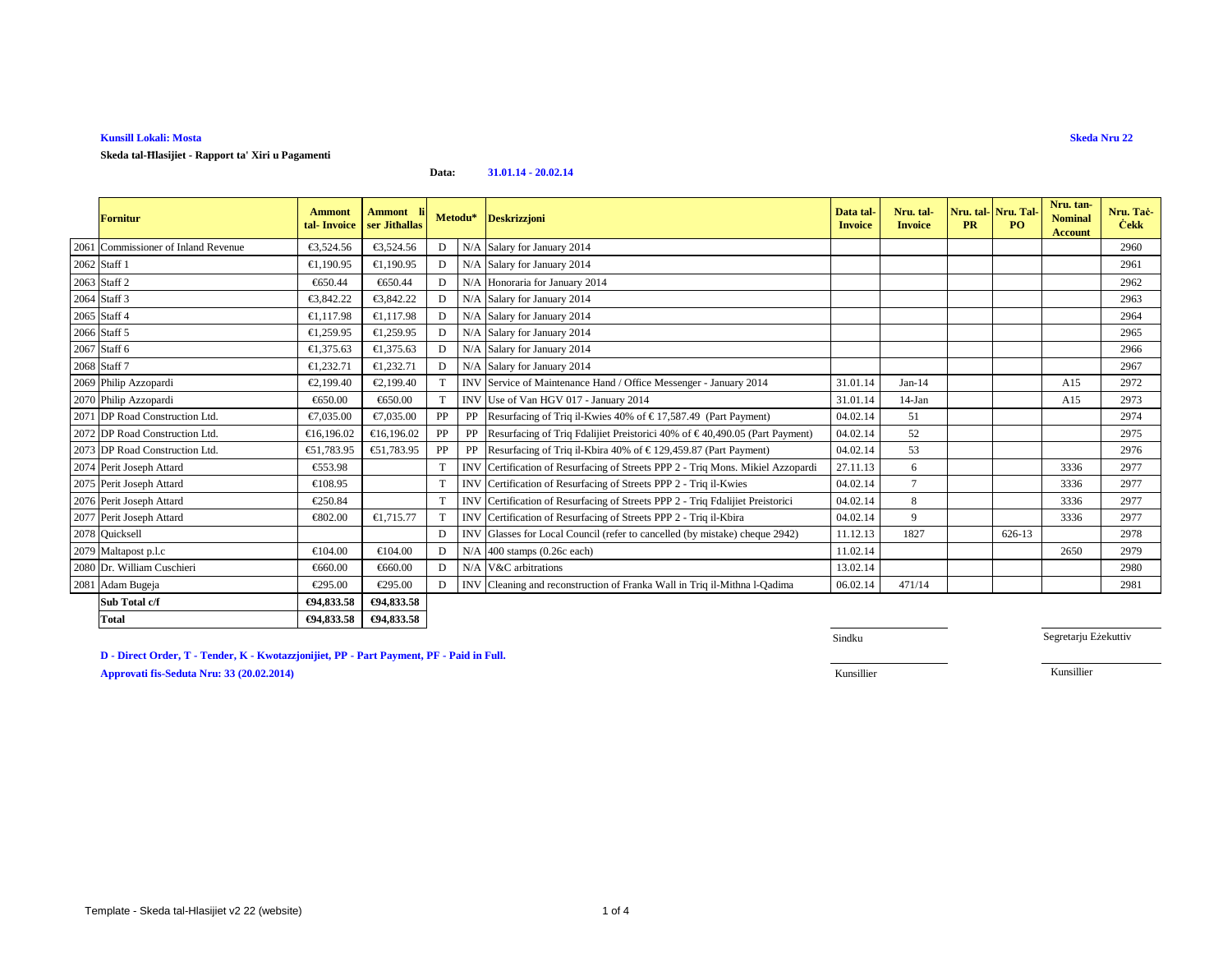**Kunsill Lokali: Mosta** | **Skeda Nru 22**

**Skeda tal-Ħlasijiet - Rapport ta' Xiri u Pagamenti**

**Data:** **31.01.14 - 20.02.14**

| | Fornitur | Ammont tal- Invoice | Ammont li ser Jithallas | Metodu* | | Deskrizzjoni | Data tal-Invoice | Nru. tal-Invoice | Nru. tal-PR | Nru. Tal-PO | Nru. tan-Nominal Account | Nru. Taċ-Ċekk |
|---|---|---|---|---|---|---|---|---|---|---|---|---|
| 2061 | Commissioner of Inland Revenue | €3,524.56 | €3,524.56 | D | N/A | Salary for January 2014 | | | | | | 2960 |
| 2062 | Staff 1 | €1,190.95 | €1,190.95 | D | N/A | Salary for January 2014 | | | | | | 2961 |
| 2063 | Staff 2 | €650.44 | €650.44 | D | N/A | Honoraria for January 2014 | | | | | | 2962 |
| 2064 | Staff 3 | €3,842.22 | €3,842.22 | D | N/A | Salary for January 2014 | | | | | | 2963 |
| 2065 | Staff 4 | €1,117.98 | €1,117.98 | D | N/A | Salary for January 2014 | | | | | | 2964 |
| 2066 | Staff 5 | €1,259.95 | €1,259.95 | D | N/A | Salary for January 2014 | | | | | | 2965 |
| 2067 | Staff 6 | €1,375.63 | €1,375.63 | D | N/A | Salary for January 2014 | | | | | | 2966 |
| 2068 | Staff 7 | €1,232.71 | €1,232.71 | D | N/A | Salary for January 2014 | | | | | | 2967 |
| 2069 | Philip Azzopardi | €2,199.40 | €2,199.40 | T | INV | Service of Maintenance Hand / Office Messenger - January 2014 | 31.01.14 | Jan-14 | | | A15 | 2972 |
| 2070 | Philip Azzopardi | €650.00 | €650.00 | T | INV | Use of Van HGV 017 - January 2014 | 31.01.14 | 14-Jan | | | A15 | 2973 |
| 2071 | DP Road Construction Ltd. | €7,035.00 | €7,035.00 | PP | PP | Resurfacing of Triq il-Kwies 40% of € 17,587.49 (Part Payment) | 04.02.14 | 51 | | | | 2974 |
| 2072 | DP Road Construction Ltd. | €16,196.02 | €16,196.02 | PP | PP | Resurfacing of Triq Fdalijiet Preistorici 40% of € 40,490.05 (Part Payment) | 04.02.14 | 52 | | | | 2975 |
| 2073 | DP Road Construction Ltd. | €51,783.95 | €51,783.95 | PP | PP | Resurfacing of Triq il-Kbira 40% of € 129,459.87 (Part Payment) | 04.02.14 | 53 | | | | 2976 |
| 2074 | Perit Joseph Attard | €553.98 | | T | INV | Certification of Resurfacing of Streets PPP 2 - Triq Mons. Mikiel Azzopardi | 27.11.13 | 6 | | | 3336 | 2977 |
| 2075 | Perit Joseph Attard | €108.95 | | T | INV | Certification of Resurfacing of Streets PPP 2 - Triq il-Kwies | 04.02.14 | 7 | | | 3336 | 2977 |
| 2076 | Perit Joseph Attard | €250.84 | | T | INV | Certification of Resurfacing of Streets PPP 2 - Triq Fdalijiet Preistorici | 04.02.14 | 8 | | | 3336 | 2977 |
| 2077 | Perit Joseph Attard | €802.00 | €1,715.77 | T | INV | Certification of Resurfacing of Streets PPP 2 - Triq il-Kbira | 04.02.14 | 9 | | | 3336 | 2977 |
| 2078 | Quicksell | | | D | INV | Glasses for Local Council (refer to cancelled (by mistake) cheque 2942) | 11.12.13 | 1827 | | 626-13 | | 2978 |
| 2079 | Maltapost p.l.c | €104.00 | €104.00 | D | N/A | 400 stamps (0.26c each) | 11.02.14 | | | | 2650 | 2979 |
| 2080 | Dr. William Cuschieri | €660.00 | €660.00 | D | N/A | V&C arbitrations | 13.02.14 | | | | | 2980 |
| 2081 | Adam Bugeja | €295.00 | €295.00 | D | INV | Cleaning and reconstruction of Franka Wall in Triq il-Mithna l-Qadima | 06.02.14 | 471/14 | | | | 2981 |
| | **Sub Total c/f** | **€94,833.58** | **€94,833.58** | | | | | | | | | |
| | **Total** | **€94,833.58** | **€94,833.58** | | | | | | | | | |

Sindku | Segretarju Eżekuttiv

Kunsillier | Kunsillier

**D - Direct Order, T - Tender, K - Kwotazzjonijiet, PP - Part Payment, PF - Paid in Full.**

**Approvati fis-Seduta Nru: 33 (20.02.2014)**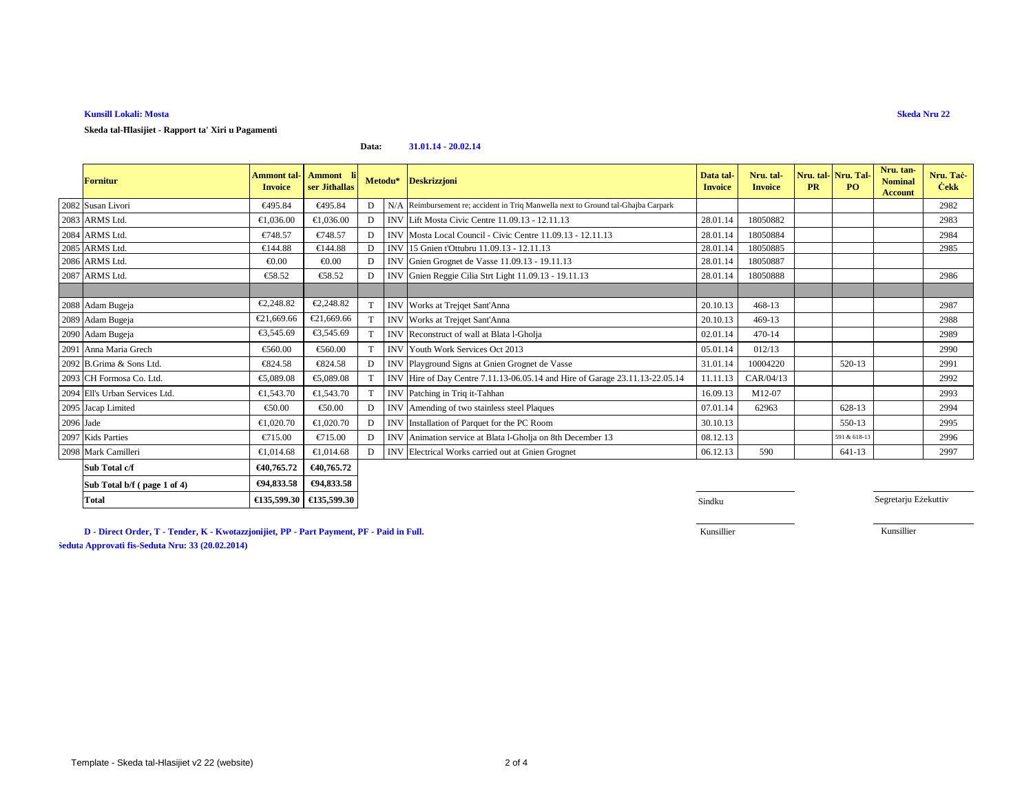**Kunsill Lokali: Mosta**

**Skeda Nru 22**

**Skeda tal-Ħlasijiet - Rapport ta' Xiri u Pagamenti**

**Data:** **31.01.14 - 20.02.14**

| | Fornitur | Ammont tal-Invoice | Ammont li ser Jitħallas | Metodu* | | Deskrizzjoni | Data tal-Invoice | Nru. tal-Invoice | Nru. tal-PR | Nru. Tal-PO | Nru. tan-Nominal Account | Nru. Taċ-Ċekk |
|---|---|---|---|---|---|---|---|---|---|---|---|---|
| 2082 | Susan Livori | €495.84 | €495.84 | D | N/A | Reimbursement re; accident in Triq Manwella next to Ground tal-Ghajba Carpark | | | | | | 2982 |
| 2083 | ARMS Ltd. | €1,036.00 | €1,036.00 | D | INV | Lift Mosta Civic Centre 11.09.13 - 12.11.13 | 28.01.14 | 18050882 | | | | 2983 |
| 2084 | ARMS Ltd. | €748.57 | €748.57 | D | INV | Mosta Local Council - Civic Centre 11.09.13 - 12.11.13 | 28.01.14 | 18050884 | | | | 2984 |
| 2085 | ARMS Ltd. | €144.88 | €144.88 | D | INV | 15 Gnien t'Ottubru 11.09.13 - 12.11.13 | 28.01.14 | 18050885 | | | | 2985 |
| 2086 | ARMS Ltd. | €0.00 | €0.00 | D | INV | Gnien Grognet de Vasse 11.09.13 - 19.11.13 | 28.01.14 | 18050887 | | | | |
| 2087 | ARMS Ltd. | €58.52 | €58.52 | D | INV | Gnien Reggie Cilia Strt Light 11.09.13 - 19.11.13 | 28.01.14 | 18050888 | | | | 2986 |
| | | | | | | | | | | | | |
| 2088 | Adam Bugeja | €2,248.82 | €2,248.82 | T | INV | Works at Trejqet Sant'Anna | 20.10.13 | 468-13 | | | | 2987 |
| 2089 | Adam Bugeja | €21,669.66 | €21,669.66 | T | INV | Works at Trejqet Sant'Anna | 20.10.13 | 469-13 | | | | 2988 |
| 2090 | Adam Bugeja | €3,545.69 | €3,545.69 | T | INV | Reconstruct of wall at Blata l-Gholja | 02.01.14 | 470-14 | | | | 2989 |
| 2091 | Anna Maria Grech | €560.00 | €560.00 | T | INV | Youth Work Services Oct 2013 | 05.01.14 | 012/13 | | | | 2990 |
| 2092 | B.Grima & Sons Ltd. | €824.58 | €824.58 | D | INV | Playground Signs at Gnien Grognet de Vasse | 31.01.14 | 10004220 | | 520-13 | | 2991 |
| 2093 | CH Formosa Co. Ltd. | €5,089.08 | €5,089.08 | T | INV | Hire of Day Centre 7.11.13-06.05.14 and Hire of Garage 23.11.13-22.05.14 | 11.11.13 | CAR/04/13 | | | | 2992 |
| 2094 | Ell's Urban Services Ltd. | €1,543.70 | €1,543.70 | T | INV | Patching in Triq it-Tahhan | 16.09.13 | M12-07 | | | | 2993 |
| 2095 | Jacap Limited | €50.00 | €50.00 | D | INV | Amending of two stainless steel Plaques | 07.01.14 | 62963 | | 628-13 | | 2994 |
| 2096 | Jade | €1,020.70 | €1,020.70 | D | INV | Installation of Parquet for the PC Room | 30.10.13 | | | 550-13 | | 2995 |
| 2097 | Kids Parties | €715.00 | €715.00 | D | INV | Animation service at Blata l-Gholja on 8th December 13 | 08.12.13 | | | 591 & 618-13 | | 2996 |
| 2098 | Mark Camilleri | €1,014.68 | €1,014.68 | D | INV | Electrical Works carried out at Gnien Grognet | 06.12.13 | 590 | | 641-13 | | 2997 |
| | **Sub Total c/f** | **€40,765.72** | **€40,765.72** | | | | | | | | | |
| | **Sub Total b/f ( page 1 of 4)** | **€94,833.58** | **€94,833.58** | | | | | | | | | |
| | **Total** | **€135,599.30** | **€135,599.30** | | | | | | | | | |

Sindku

Segretarju Eżekuttiv

Kunsillier

Kunsillier

**D - Direct Order, T - Tender, K - Kwotazzjonijiet, PP - Part Payment, PF - Paid in Full.**

**Seduta Approvati fis-Seduta Nru: 33 (20.02.2014)**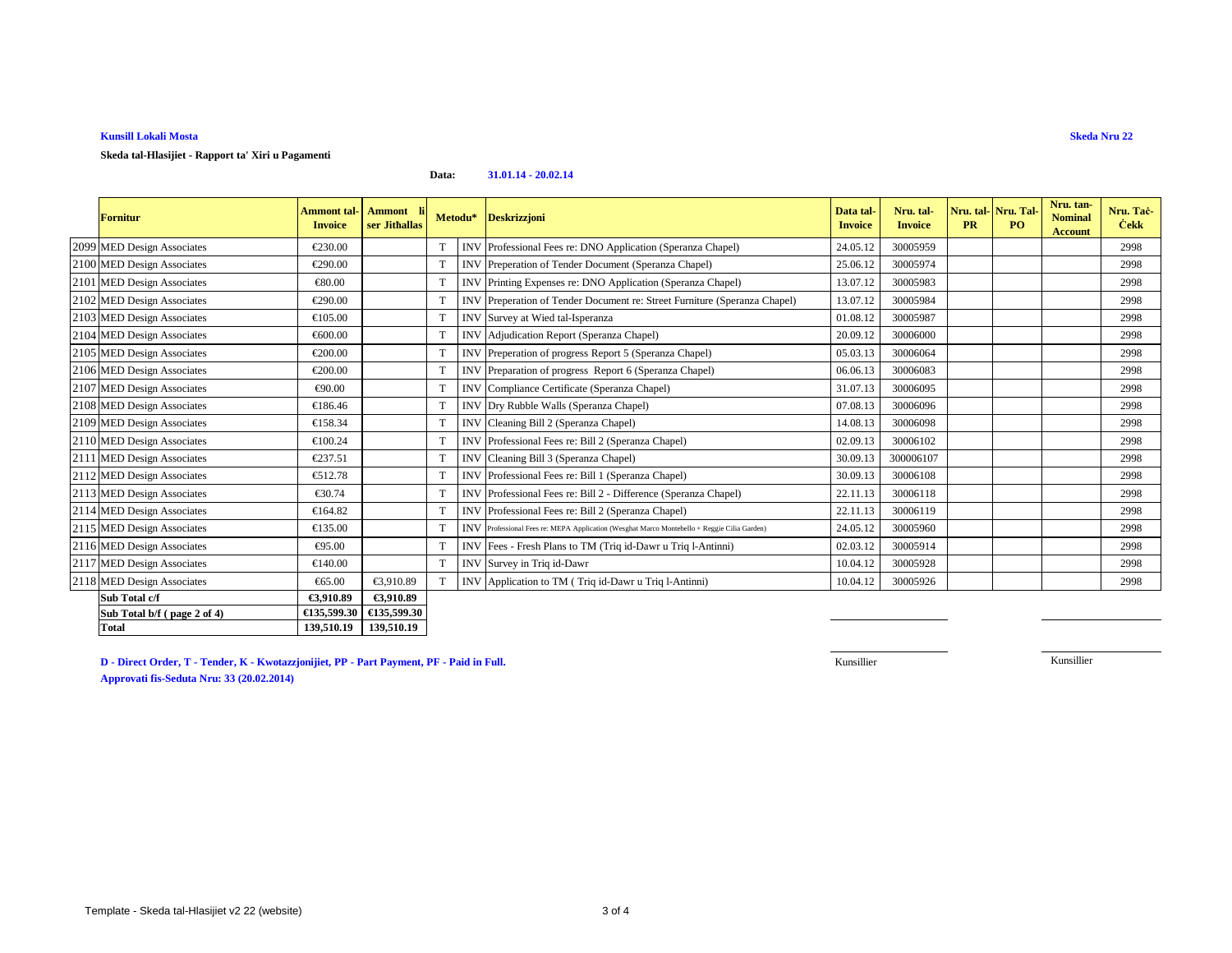**Kunsill Lokali Mosta**

**Skeda Nru 22**

**Skeda tal-Hlasijiet - Rapport ta' Xiri u Pagamenti**

**Data: 31.01.14 - 20.02.14**

| | Fornitur | Ammont tal-Invoice | Ammont li ser Jithallas | Metodu* | | Deskrizzjoni | Data tal-Invoice | Nru. tal-Invoice | Nru. tal-PR | Nru. Tal-PO | Nru. tan-Nominal Account | Nru. Taċ-Ċekk |
|---|---|---|---|---|---|---|---|---|---|---|---|---|
| 2099 | MED Design Associates | €230.00 | | T | INV | Professional Fees re: DNO Application (Speranza Chapel) | 24.05.12 | 30005959 | | | | 2998 |
| 2100 | MED Design Associates | €290.00 | | T | INV | Preperation of Tender Document (Speranza Chapel) | 25.06.12 | 30005974 | | | | 2998 |
| 2101 | MED Design Associates | €80.00 | | T | INV | Printing Expenses re: DNO Application (Speranza Chapel) | 13.07.12 | 30005983 | | | | 2998 |
| 2102 | MED Design Associates | €290.00 | | T | INV | Preperation of Tender Document re: Street Furniture (Speranza Chapel) | 13.07.12 | 30005984 | | | | 2998 |
| 2103 | MED Design Associates | €105.00 | | T | INV | Survey at Wied tal-Isperanza | 01.08.12 | 30005987 | | | | 2998 |
| 2104 | MED Design Associates | €600.00 | | T | INV | Adjudication Report (Speranza Chapel) | 20.09.12 | 30006000 | | | | 2998 |
| 2105 | MED Design Associates | €200.00 | | T | INV | Preperation of progress Report 5 (Speranza Chapel) | 05.03.13 | 30006064 | | | | 2998 |
| 2106 | MED Design Associates | €200.00 | | T | INV | Preparation of progress Report 6 (Speranza Chapel) | 06.06.13 | 30006083 | | | | 2998 |
| 2107 | MED Design Associates | €90.00 | | T | INV | Compliance Certificate (Speranza Chapel) | 31.07.13 | 30006095 | | | | 2998 |
| 2108 | MED Design Associates | €186.46 | | T | INV | Dry Rubble Walls (Speranza Chapel) | 07.08.13 | 30006096 | | | | 2998 |
| 2109 | MED Design Associates | €158.34 | | T | INV | Cleaning Bill 2 (Speranza Chapel) | 14.08.13 | 30006098 | | | | 2998 |
| 2110 | MED Design Associates | €100.24 | | T | INV | Professional Fees re: Bill 2 (Speranza Chapel) | 02.09.13 | 30006102 | | | | 2998 |
| 2111 | MED Design Associates | €237.51 | | T | INV | Cleaning Bill 3 (Speranza Chapel) | 30.09.13 | 300006107 | | | | 2998 |
| 2112 | MED Design Associates | €512.78 | | T | INV | Professional Fees re: Bill 1 (Speranza Chapel) | 30.09.13 | 30006108 | | | | 2998 |
| 2113 | MED Design Associates | €30.74 | | T | INV | Professional Fees re: Bill 2 - Difference (Speranza Chapel) | 22.11.13 | 30006118 | | | | 2998 |
| 2114 | MED Design Associates | €164.82 | | T | INV | Professional Fees re: Bill 2 (Speranza Chapel) | 22.11.13 | 30006119 | | | | 2998 |
| 2115 | MED Design Associates | €135.00 | | T | INV | Professional Fees re: MEPA Application (Wesghat Marco Montebello + Reggie Cilia Garden) | 24.05.12 | 30005960 | | | | 2998 |
| 2116 | MED Design Associates | €95.00 | | T | INV | Fees - Fresh Plans to TM (Triq id-Dawr u Triq l-Antinni) | 02.03.12 | 30005914 | | | | 2998 |
| 2117 | MED Design Associates | €140.00 | | T | INV | Survey in Triq id-Dawr | 10.04.12 | 30005928 | | | | 2998 |
| 2118 | MED Design Associates | €65.00 | €3,910.89 | T | INV | Application to TM ( Triq id-Dawr u Triq l-Antinni) | 10.04.12 | 30005926 | | | | 2998 |
| | **Sub Total c/f** | **€3,910.89** | **€3,910.89** | | | | | | | | | |
| | **Sub Total b/f ( page 2 of 4)** | **€135,599.30** | **€135,599.30** | | | | | | | | | |
| | **Total** | **139,510.19** | **139,510.19** | | | | | | | | | |

Kunsillier

Kunsillier

**D - Direct Order, T - Tender, K - Kwotazzjonijiet, PP - Part Payment, PF - Paid in Full.**

**Approvati fis-Seduta Nru: 33 (20.02.2014)**

Template - Skeda tal-Hlasijiet v2 22 (website)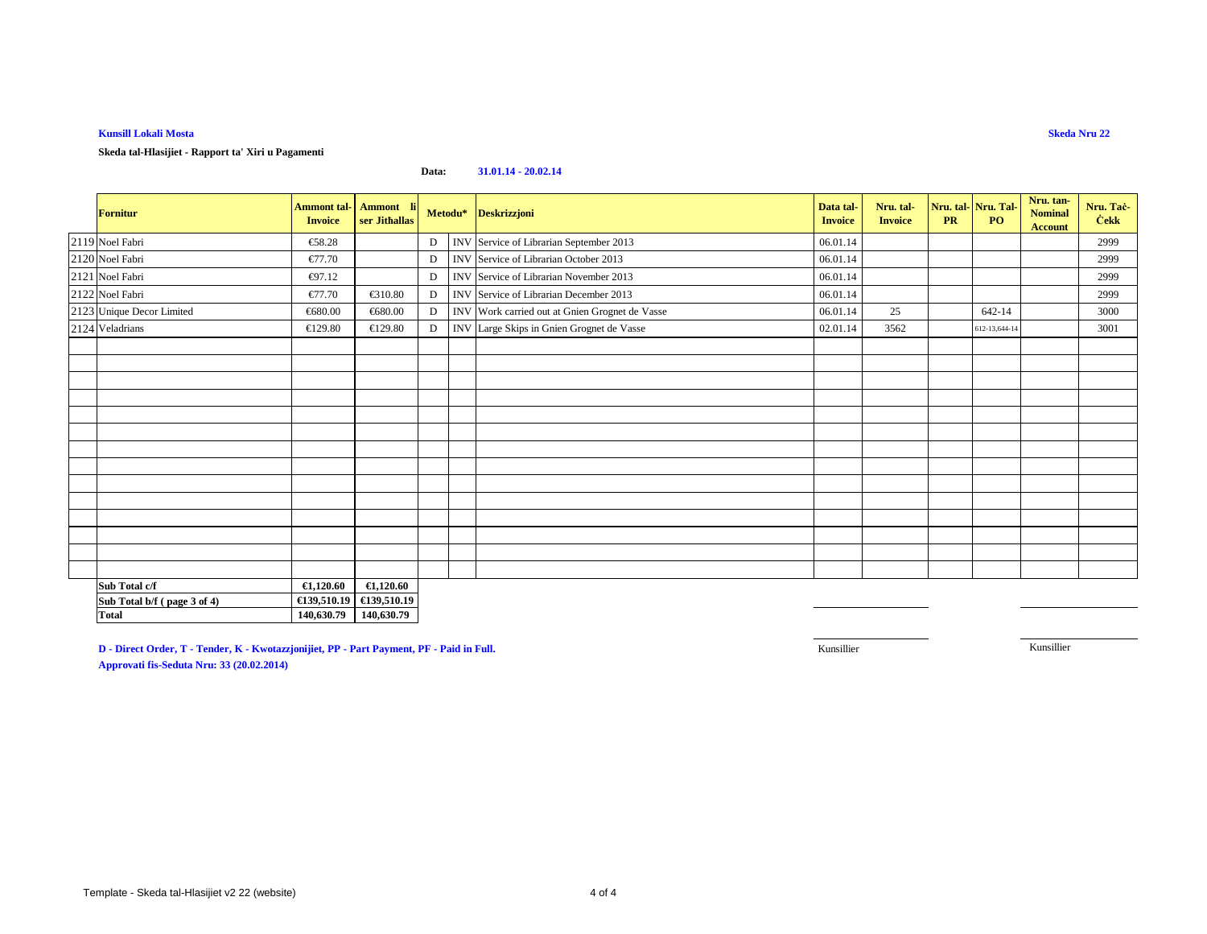**Kunsill Lokali Mosta**

**Skeda Nru 22**

**Skeda tal-Hlasijiet - Rapport ta' Xiri u Pagamenti**

**Data:** **31.01.14 - 20.02.14**

| | Fornitur | Ammont tal-Invoice | Ammont li ser Jithallas | Metodu* | | Deskrizzjoni | Data tal-Invoice | Nru. tal-Invoice | Nru. tal-PR | Nru. Tal-PO | Nru. tan-Nominal Account | Nru. Taċ-Ċekk |
|---|---|---|---|---|---|---|---|---|---|---|---|---|
| 2119 | Noel Fabri | €58.28 | | D | INV | Service of Librarian September 2013 | 06.01.14 | | | | | 2999 |
| 2120 | Noel Fabri | €77.70 | | D | INV | Service of Librarian October 2013 | 06.01.14 | | | | | 2999 |
| 2121 | Noel Fabri | €97.12 | | D | INV | Service of Librarian November 2013 | 06.01.14 | | | | | 2999 |
| 2122 | Noel Fabri | €77.70 | €310.80 | D | INV | Service of Librarian December 2013 | 06.01.14 | | | | | 2999 |
| 2123 | Unique Decor Limited | €680.00 | €680.00 | D | INV | Work carried out at Gnien Grognet de Vasse | 06.01.14 | 25 | | 642-14 | | 3000 |
| 2124 | Veladrians | €129.80 | €129.80 | D | INV | Large Skips in Gnien Grognet de Vasse | 02.01.14 | 3562 | | 612-13,644-14 | | 3001 |
| | **Sub Total c/f** | **€1,120.60** | **€1,120.60** | | | | | | | | | |
| | **Sub Total b/f ( page 3 of 4)** | **€139,510.19** | **€139,510.19** | | | | | | | | | |
| | **Total** | **140,630.79** | **140,630.79** | | | | | | | | | |

Kunsillier

Kunsillier

**D - Direct Order, T - Tender, K - Kwotazzjonijiet, PP - Part Payment, PF - Paid in Full.**

**Approvati fis-Seduta Nru: 33 (20.02.2014)**

Template - Skeda tal-Hlasijiet v2 22 (website)